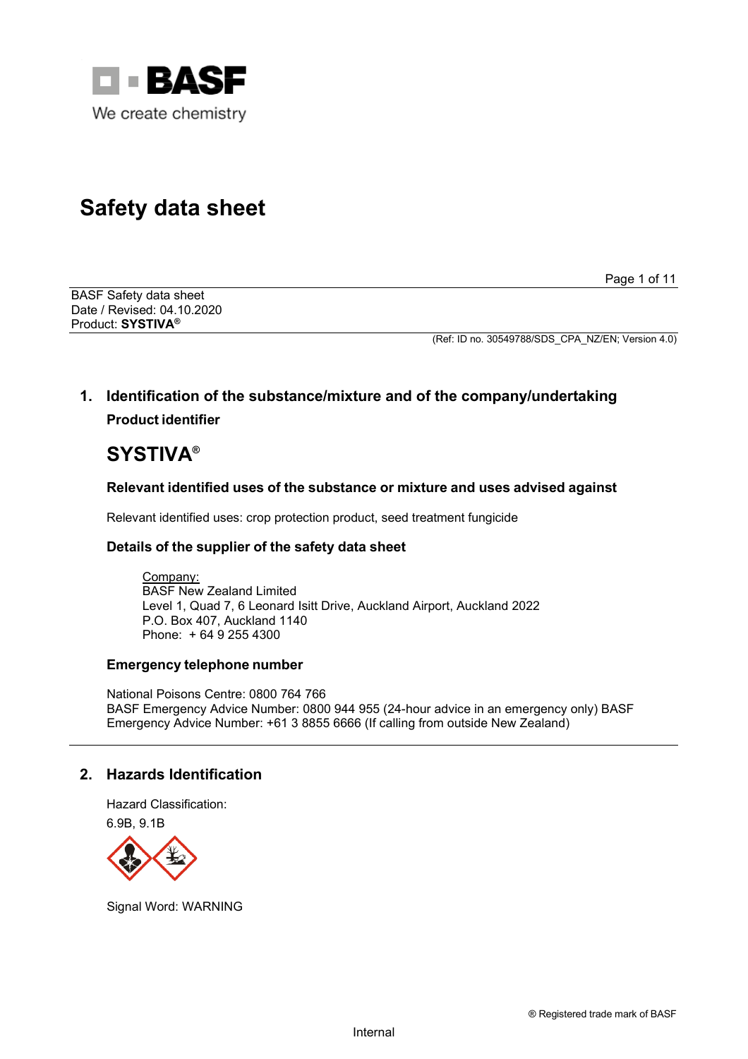# Safety data sheet

BASF Safety data sheet
Date / Revised: 04.10.2020
Product: **SYSTIVA®**

(Ref: ID no. 30549788/SDS_CPA_NZ/EN; Version 4.0)

## 1. Identification of the substance/mixture and of the company/undertaking

### Product identifier

## SYSTIVA®

### Relevant identified uses of the substance or mixture and uses advised against

Relevant identified uses: crop protection product, seed treatment fungicide

### Details of the supplier of the safety data sheet

Company:
BASF New Zealand Limited
Level 1, Quad 7, 6 Leonard Isitt Drive, Auckland Airport, Auckland 2022
P.O. Box 407, Auckland 1140
Phone: + 64 9 255 4300

### Emergency telephone number

National Poisons Centre: 0800 764 766
BASF Emergency Advice Number: 0800 944 955 (24-hour advice in an emergency only) BASF Emergency Advice Number: +61 3 8855 6666 (If calling from outside New Zealand)

## 2. Hazards Identification

Hazard Classification:

6.9B, 9.1B

Signal Word: WARNING

® Registered trade mark of BASF

Internal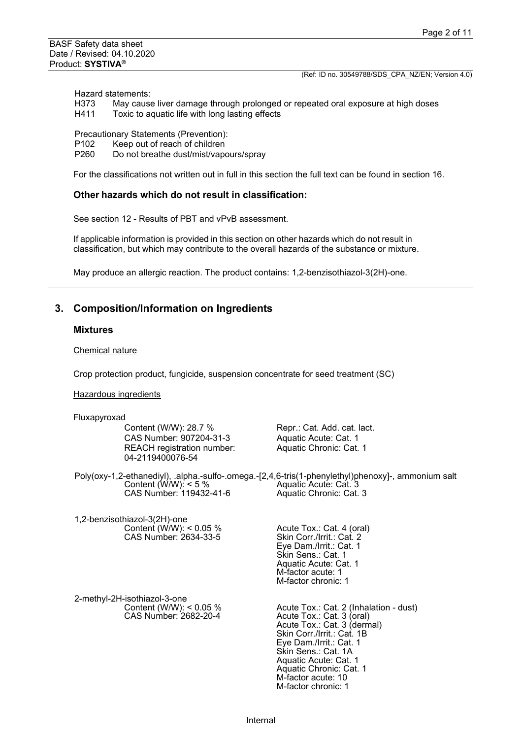Hazard statements:

H373 May cause liver damage through prolonged or repeated oral exposure at high doses
H411 Toxic to aquatic life with long lasting effects

Precautionary Statements (Prevention):

P102 Keep out of reach of children
P260 Do not breathe dust/mist/vapours/spray

For the classifications not written out in full in this section the full text can be found in section 16.

### Other hazards which do not result in classification:

See section 12 - Results of PBT and vPvB assessment.

If applicable information is provided in this section on other hazards which do not result in classification, but which may contribute to the overall hazards of the substance or mixture.

May produce an allergic reaction. The product contains: 1,2-benzisothiazol-3(2H)-one.

---

## 3. Composition/Information on Ingredients

### Mixtures

Chemical nature

Crop protection product, fungicide, suspension concentrate for seed treatment (SC)

Hazardous ingredients

Fluxapyroxad

| | |
|---|---|
| Content (W/W): 28.7 %<br>CAS Number: 907204-31-3<br>REACH registration number: 04-2119400076-54 | Repr.: Cat. Add. cat. lact.<br>Aquatic Acute: Cat. 1<br>Aquatic Chronic: Cat. 1 |

Poly(oxy-1,2-ethanediyl), .alpha.-sulfo-.omega.-[2,4,6-tris(1-phenylethyl)phenoxy]-, ammonium salt

| | |
|---|---|
| Content (W/W): < 5 %<br>CAS Number: 119432-41-6 | Aquatic Acute: Cat. 3<br>Aquatic Chronic: Cat. 3 |

1,2-benzisothiazol-3(2H)-one

| | |
|---|---|
| Content (W/W): < 0.05 %<br>CAS Number: 2634-33-5 | Acute Tox.: Cat. 4 (oral)<br>Skin Corr./Irrit.: Cat. 2<br>Eye Dam./Irrit.: Cat. 1<br>Skin Sens.: Cat. 1<br>Aquatic Acute: Cat. 1<br>M-factor acute: 1<br>M-factor chronic: 1 |

2-methyl-2H-isothiazol-3-one

| | |
|---|---|
| Content (W/W): < 0.05 %<br>CAS Number: 2682-20-4 | Acute Tox.: Cat. 2 (Inhalation - dust)<br>Acute Tox.: Cat. 3 (oral)<br>Acute Tox.: Cat. 3 (dermal)<br>Skin Corr./Irrit.: Cat. 1B<br>Eye Dam./Irrit.: Cat. 1<br>Skin Sens.: Cat. 1A<br>Aquatic Acute: Cat. 1<br>Aquatic Chronic: Cat. 1<br>M-factor acute: 10<br>M-factor chronic: 1 |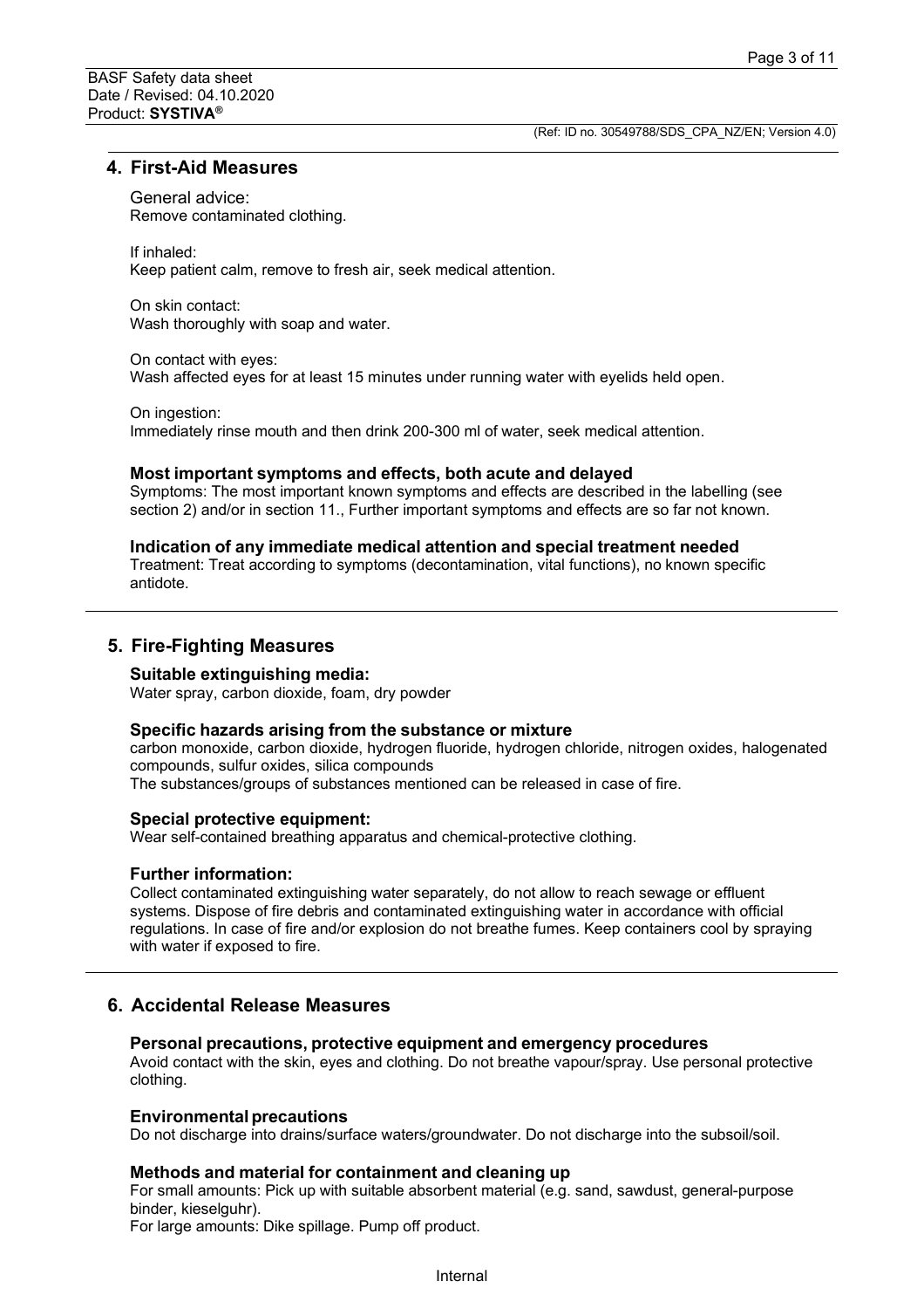## 4. First-Aid Measures

General advice:
Remove contaminated clothing.

If inhaled:
Keep patient calm, remove to fresh air, seek medical attention.

On skin contact:
Wash thoroughly with soap and water.

On contact with eyes:
Wash affected eyes for at least 15 minutes under running water with eyelids held open.

On ingestion:
Immediately rinse mouth and then drink 200-300 ml of water, seek medical attention.

**Most important symptoms and effects, both acute and delayed**
Symptoms: The most important known symptoms and effects are described in the labelling (see section 2) and/or in section 11., Further important symptoms and effects are so far not known.

**Indication of any immediate medical attention and special treatment needed**
Treatment: Treat according to symptoms (decontamination, vital functions), no known specific antidote.

## 5. Fire-Fighting Measures

**Suitable extinguishing media:**
Water spray, carbon dioxide, foam, dry powder

**Specific hazards arising from the substance or mixture**
carbon monoxide, carbon dioxide, hydrogen fluoride, hydrogen chloride, nitrogen oxides, halogenated compounds, sulfur oxides, silica compounds
The substances/groups of substances mentioned can be released in case of fire.

**Special protective equipment:**
Wear self-contained breathing apparatus and chemical-protective clothing.

**Further information:**
Collect contaminated extinguishing water separately, do not allow to reach sewage or effluent systems. Dispose of fire debris and contaminated extinguishing water in accordance with official regulations. In case of fire and/or explosion do not breathe fumes. Keep containers cool by spraying with water if exposed to fire.

## 6. Accidental Release Measures

**Personal precautions, protective equipment and emergency procedures**
Avoid contact with the skin, eyes and clothing. Do not breathe vapour/spray. Use personal protective clothing.

**Environmental precautions**
Do not discharge into drains/surface waters/groundwater. Do not discharge into the subsoil/soil.

**Methods and material for containment and cleaning up**
For small amounts: Pick up with suitable absorbent material (e.g. sand, sawdust, general-purpose binder, kieselguhr).
For large amounts: Dike spillage. Pump off product.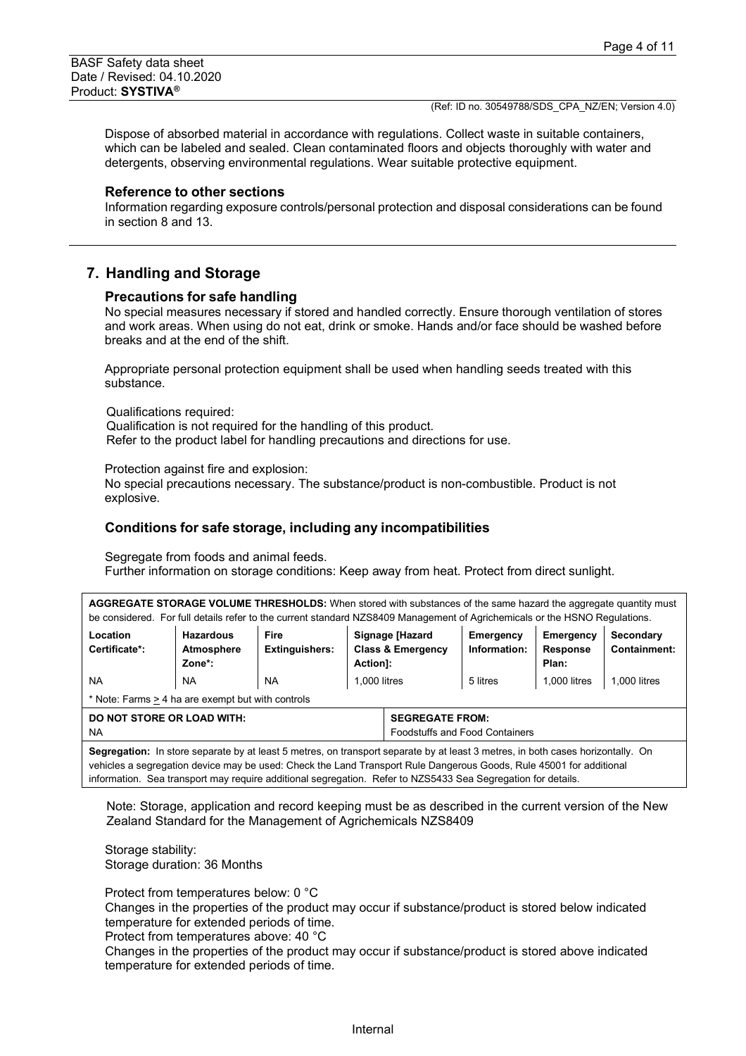Dispose of absorbed material in accordance with regulations. Collect waste in suitable containers, which can be labeled and sealed. Clean contaminated floors and objects thoroughly with water and detergents, observing environmental regulations. Wear suitable protective equipment.

### Reference to other sections

Information regarding exposure controls/personal protection and disposal considerations can be found in section 8 and 13.

## 7. Handling and Storage

### Precautions for safe handling

No special measures necessary if stored and handled correctly. Ensure thorough ventilation of stores and work areas. When using do not eat, drink or smoke. Hands and/or face should be washed before breaks and at the end of the shift.

Appropriate personal protection equipment shall be used when handling seeds treated with this substance.

Qualifications required:
Qualification is not required for the handling of this product.
Refer to the product label for handling precautions and directions for use.

Protection against fire and explosion:
No special precautions necessary. The substance/product is non-combustible. Product is not explosive.

### Conditions for safe storage, including any incompatibilities

Segregate from foods and animal feeds.
Further information on storage conditions: Keep away from heat. Protect from direct sunlight.

**AGGREGATE STORAGE VOLUME THRESHOLDS:** When stored with substances of the same hazard the aggregate quantity must be considered. For full details refer to the current standard NZS8409 Management of Agrichemicals or the HSNO Regulations.

| Location Certificate*: | Hazardous Atmosphere Zone*: | Fire Extinguishers: | Signage [Hazard Class & Emergency Action]: | Emergency Information: | Emergency Response Plan: | Secondary Containment: |
|---|---|---|---|---|---|---|
| NA | NA | NA | 1,000 litres | 5 litres | 1,000 litres | 1,000 litres |

* Note: Farms ≥ 4 ha are exempt but with controls

| DO NOT STORE OR LOAD WITH: | SEGREGATE FROM: |
|---|---|
| NA | Foodstuffs and Food Containers |

**Segregation:** In store separate by at least 5 metres, on transport separate by at least 3 metres, in both cases horizontally. On vehicles a segregation device may be used: Check the Land Transport Rule Dangerous Goods, Rule 45001 for additional information. Sea transport may require additional segregation. Refer to NZS5433 Sea Segregation for details.

Note: Storage, application and record keeping must be as described in the current version of the New Zealand Standard for the Management of Agrichemicals NZS8409

Storage stability:
Storage duration: 36 Months

Protect from temperatures below: 0 °C
Changes in the properties of the product may occur if substance/product is stored below indicated temperature for extended periods of time.
Protect from temperatures above: 40 °C
Changes in the properties of the product may occur if substance/product is stored above indicated temperature for extended periods of time.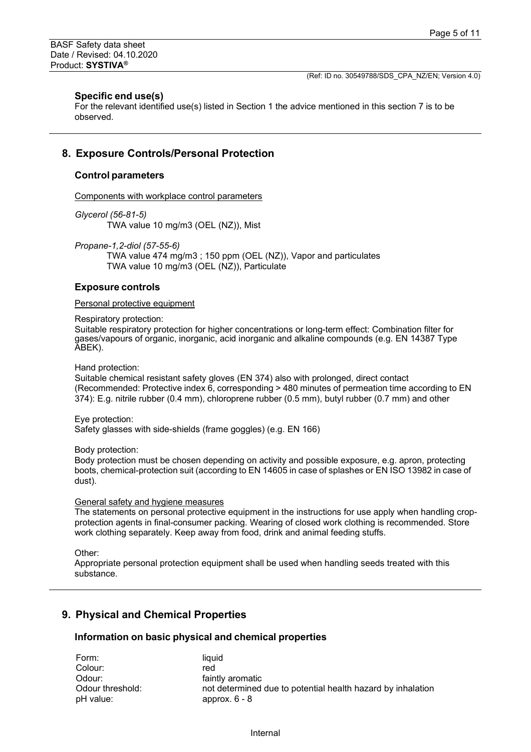### Specific end use(s)

For the relevant identified use(s) listed in Section 1 the advice mentioned in this section 7 is to be observed.

## 8. Exposure Controls/Personal Protection

### Control parameters

Components with workplace control parameters

*Glycerol (56-81-5)*
TWA value 10 mg/m3 (OEL (NZ)), Mist

*Propane-1,2-diol (57-55-6)*
TWA value 474 mg/m3 ; 150 ppm (OEL (NZ)), Vapor and particulates
TWA value 10 mg/m3 (OEL (NZ)), Particulate

### Exposure controls

Personal protective equipment

Respiratory protection:
Suitable respiratory protection for higher concentrations or long-term effect: Combination filter for gases/vapours of organic, inorganic, acid inorganic and alkaline compounds (e.g. EN 14387 Type ABEK).

Hand protection:
Suitable chemical resistant safety gloves (EN 374) also with prolonged, direct contact (Recommended: Protective index 6, corresponding > 480 minutes of permeation time according to EN 374): E.g. nitrile rubber (0.4 mm), chloroprene rubber (0.5 mm), butyl rubber (0.7 mm) and other

Eye protection:
Safety glasses with side-shields (frame goggles) (e.g. EN 166)

Body protection:
Body protection must be chosen depending on activity and possible exposure, e.g. apron, protecting boots, chemical-protection suit (according to EN 14605 in case of splashes or EN ISO 13982 in case of dust).

General safety and hygiene measures

The statements on personal protective equipment in the instructions for use apply when handling crop-protection agents in final-consumer packing. Wearing of closed work clothing is recommended. Store work clothing separately. Keep away from food, drink and animal feeding stuffs.

Other:
Appropriate personal protection equipment shall be used when handling seeds treated with this substance.

## 9. Physical and Chemical Properties

### Information on basic physical and chemical properties

| | |
|---|---|
| Form: | liquid |
| Colour: | red |
| Odour: | faintly aromatic |
| Odour threshold: | not determined due to potential health hazard by inhalation |
| pH value: | approx. 6 - 8 |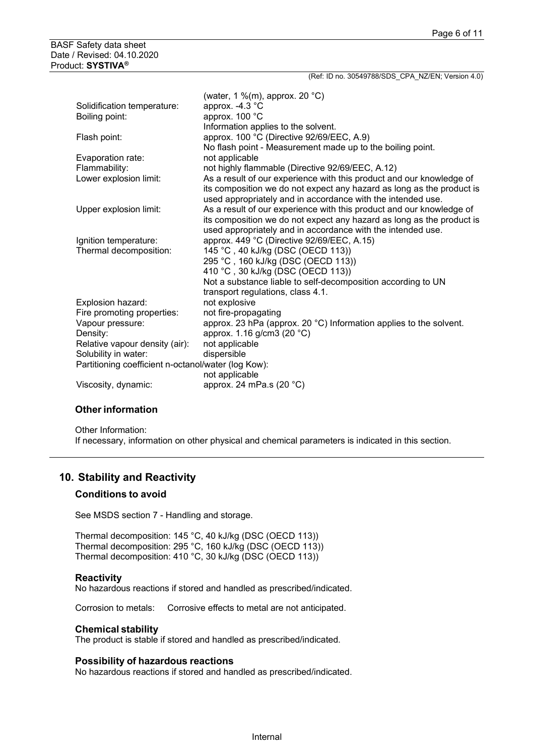| | |
|---|---|
| | (water, 1 %(m), approx. 20 °C) |
| Solidification temperature: | approx. -4.3 °C |
| Boiling point: | approx. 100 °C<br>Information applies to the solvent. |
| Flash point: | approx. 100 °C (Directive 92/69/EEC, A.9)<br>No flash point - Measurement made up to the boiling point. |
| Evaporation rate: | not applicable |
| Flammability: | not highly flammable (Directive 92/69/EEC, A.12) |
| Lower explosion limit: | As a result of our experience with this product and our knowledge of its composition we do not expect any hazard as long as the product is used appropriately and in accordance with the intended use. |
| Upper explosion limit: | As a result of our experience with this product and our knowledge of its composition we do not expect any hazard as long as the product is used appropriately and in accordance with the intended use. |
| Ignition temperature: | approx. 449 °C (Directive 92/69/EEC, A.15) |
| Thermal decomposition: | 145 °C , 40 kJ/kg (DSC (OECD 113))<br>295 °C , 160 kJ/kg (DSC (OECD 113))<br>410 °C , 30 kJ/kg (DSC (OECD 113))<br>Not a substance liable to self-decomposition according to UN transport regulations, class 4.1. |
| Explosion hazard: | not explosive |
| Fire promoting properties: | not fire-propagating |
| Vapour pressure: | approx. 23 hPa (approx. 20 °C) Information applies to the solvent. |
| Density: | approx. 1.16 g/cm3 (20 °C) |
| Relative vapour density (air): | not applicable |
| Solubility in water: | dispersible |
| Partitioning coefficient n-octanol/water (log Kow): | not applicable |
| Viscosity, dynamic: | approx. 24 mPa.s (20 °C) |

### Other information

Other Information:
If necessary, information on other physical and chemical parameters is indicated in this section.

## 10. Stability and Reactivity

### Conditions to avoid

See MSDS section 7 - Handling and storage.

Thermal decomposition: 145 °C, 40 kJ/kg (DSC (OECD 113))
Thermal decomposition: 295 °C, 160 kJ/kg (DSC (OECD 113))
Thermal decomposition: 410 °C, 30 kJ/kg (DSC (OECD 113))

### Reactivity

No hazardous reactions if stored and handled as prescribed/indicated.

Corrosion to metals: Corrosive effects to metal are not anticipated.

### Chemical stability

The product is stable if stored and handled as prescribed/indicated.

### Possibility of hazardous reactions

No hazardous reactions if stored and handled as prescribed/indicated.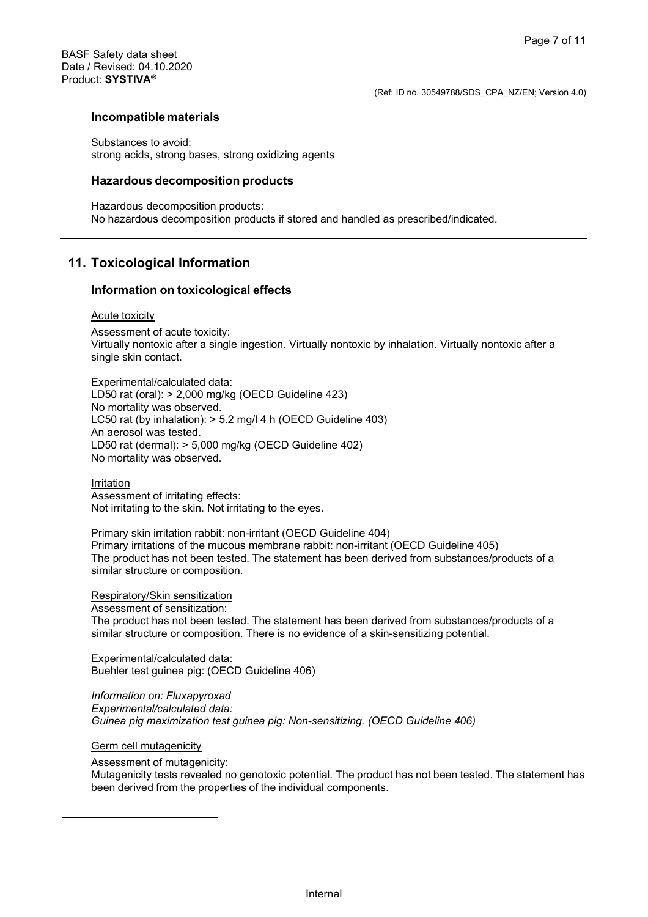### Incompatible materials

Substances to avoid:
strong acids, strong bases, strong oxidizing agents

### Hazardous decomposition products

Hazardous decomposition products:
No hazardous decomposition products if stored and handled as prescribed/indicated.

## 11. Toxicological Information

### Information on toxicological effects

Acute toxicity

Assessment of acute toxicity:
Virtually nontoxic after a single ingestion. Virtually nontoxic by inhalation. Virtually nontoxic after a single skin contact.

Experimental/calculated data:
LD50 rat (oral): > 2,000 mg/kg (OECD Guideline 423)
No mortality was observed.
LC50 rat (by inhalation): > 5.2 mg/l 4 h (OECD Guideline 403)
An aerosol was tested.
LD50 rat (dermal): > 5,000 mg/kg (OECD Guideline 402)
No mortality was observed.

Irritation
Assessment of irritating effects:
Not irritating to the skin. Not irritating to the eyes.

Primary skin irritation rabbit: non-irritant (OECD Guideline 404)
Primary irritations of the mucous membrane rabbit: non-irritant (OECD Guideline 405)
The product has not been tested. The statement has been derived from substances/products of a similar structure or composition.

Respiratory/Skin sensitization
Assessment of sensitization:
The product has not been tested. The statement has been derived from substances/products of a similar structure or composition. There is no evidence of a skin-sensitizing potential.

Experimental/calculated data:
Buehler test guinea pig: (OECD Guideline 406)

*Information on: Fluxapyroxad*
*Experimental/calculated data:*
*Guinea pig maximization test guinea pig: Non-sensitizing. (OECD Guideline 406)*

Germ cell mutagenicity

Assessment of mutagenicity:
Mutagenicity tests revealed no genotoxic potential. The product has not been tested. The statement has been derived from the properties of the individual components.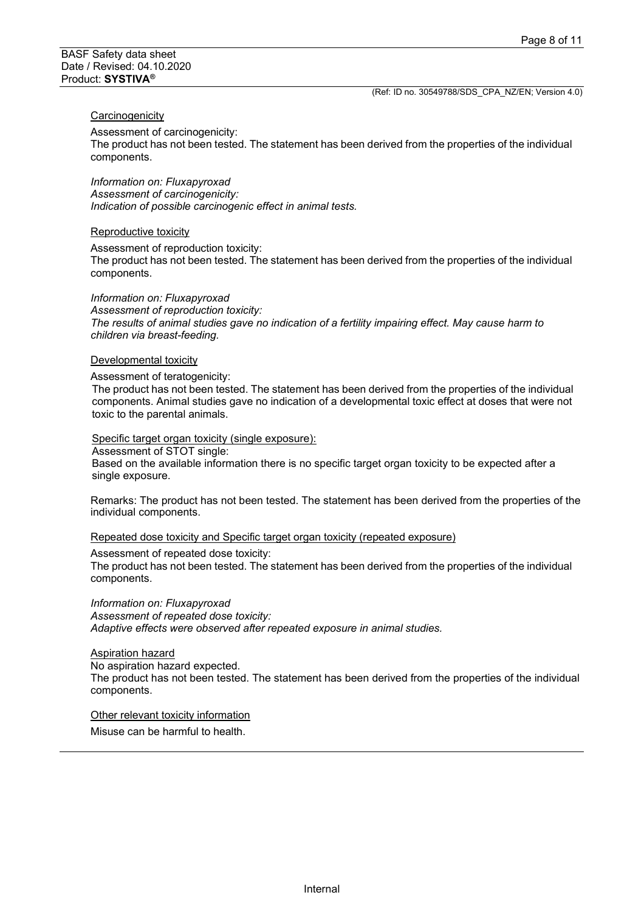#### Carcinogenicity

Assessment of carcinogenicity:
The product has not been tested. The statement has been derived from the properties of the individual components.

*Information on: Fluxapyroxad*
*Assessment of carcinogenicity:*
*Indication of possible carcinogenic effect in animal tests.*

#### Reproductive toxicity

Assessment of reproduction toxicity:
The product has not been tested. The statement has been derived from the properties of the individual components.

*Information on: Fluxapyroxad*
*Assessment of reproduction toxicity:*
*The results of animal studies gave no indication of a fertility impairing effect. May cause harm to children via breast-feeding.*

#### Developmental toxicity

Assessment of teratogenicity:
The product has not been tested. The statement has been derived from the properties of the individual components. Animal studies gave no indication of a developmental toxic effect at doses that were not toxic to the parental animals.

#### Specific target organ toxicity (single exposure):

Assessment of STOT single:
Based on the available information there is no specific target organ toxicity to be expected after a single exposure.

Remarks: The product has not been tested. The statement has been derived from the properties of the individual components.

#### Repeated dose toxicity and Specific target organ toxicity (repeated exposure)

Assessment of repeated dose toxicity:
The product has not been tested. The statement has been derived from the properties of the individual components.

*Information on: Fluxapyroxad*
*Assessment of repeated dose toxicity:*
*Adaptive effects were observed after repeated exposure in animal studies.*

#### Aspiration hazard

No aspiration hazard expected.
The product has not been tested. The statement has been derived from the properties of the individual components.

#### Other relevant toxicity information

Misuse can be harmful to health.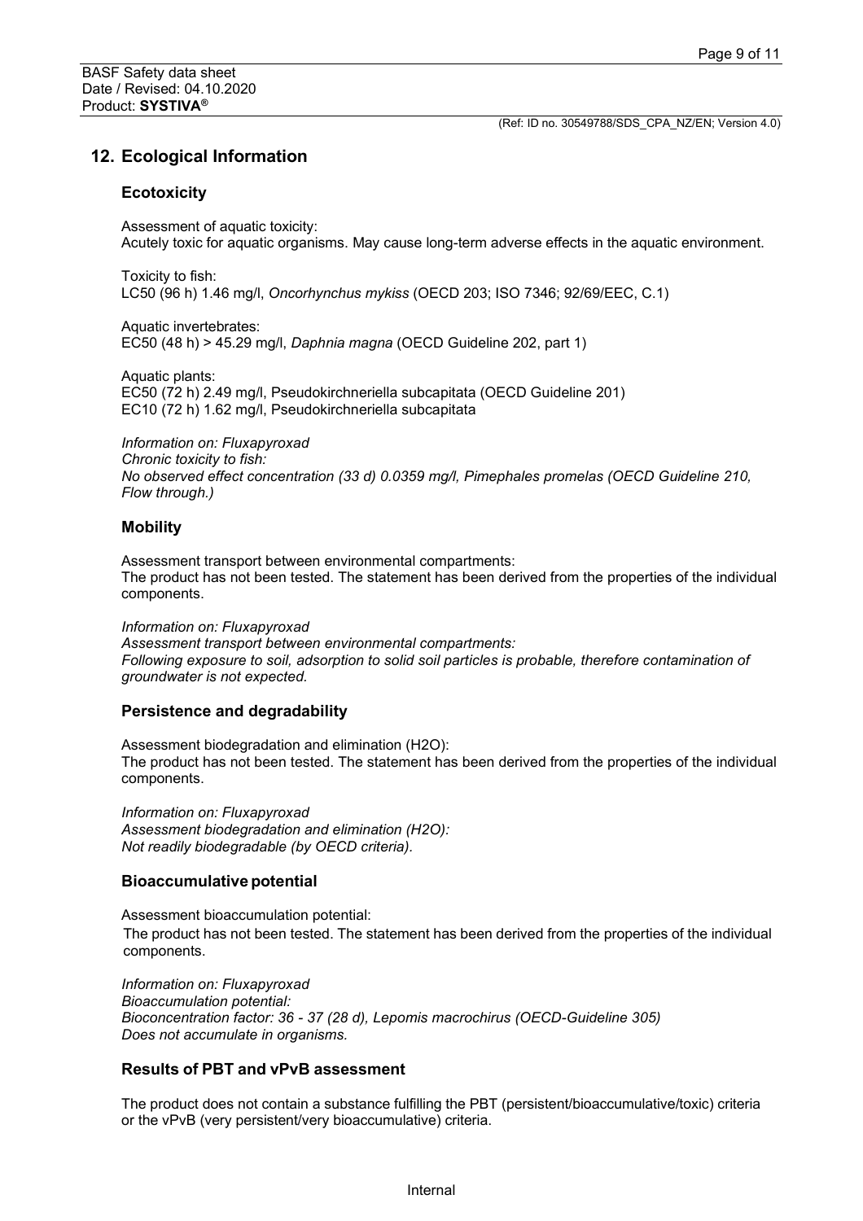## 12. Ecological Information

### Ecotoxicity

Assessment of aquatic toxicity:
Acutely toxic for aquatic organisms. May cause long-term adverse effects in the aquatic environment.

Toxicity to fish:
LC50 (96 h) 1.46 mg/l, *Oncorhynchus mykiss* (OECD 203; ISO 7346; 92/69/EEC, C.1)

Aquatic invertebrates:
EC50 (48 h) > 45.29 mg/l, *Daphnia magna* (OECD Guideline 202, part 1)

Aquatic plants:
EC50 (72 h) 2.49 mg/l, Pseudokirchneriella subcapitata (OECD Guideline 201)
EC10 (72 h) 1.62 mg/l, Pseudokirchneriella subcapitata

*Information on: Fluxapyroxad*
*Chronic toxicity to fish:*
*No observed effect concentration (33 d) 0.0359 mg/l, Pimephales promelas (OECD Guideline 210, Flow through.)*

### Mobility

Assessment transport between environmental compartments:
The product has not been tested. The statement has been derived from the properties of the individual components.

*Information on: Fluxapyroxad*
*Assessment transport between environmental compartments:*
*Following exposure to soil, adsorption to solid soil particles is probable, therefore contamination of groundwater is not expected.*

### Persistence and degradability

Assessment biodegradation and elimination (H2O):
The product has not been tested. The statement has been derived from the properties of the individual components.

*Information on: Fluxapyroxad*
*Assessment biodegradation and elimination (H2O):*
*Not readily biodegradable (by OECD criteria).*

### Bioaccumulative potential

Assessment bioaccumulation potential:
The product has not been tested. The statement has been derived from the properties of the individual components.

*Information on: Fluxapyroxad*
*Bioaccumulation potential:*
*Bioconcentration factor: 36 - 37 (28 d), Lepomis macrochirus (OECD-Guideline 305)*
*Does not accumulate in organisms.*

### Results of PBT and vPvB assessment

The product does not contain a substance fulfilling the PBT (persistent/bioaccumulative/toxic) criteria or the vPvB (very persistent/very bioaccumulative) criteria.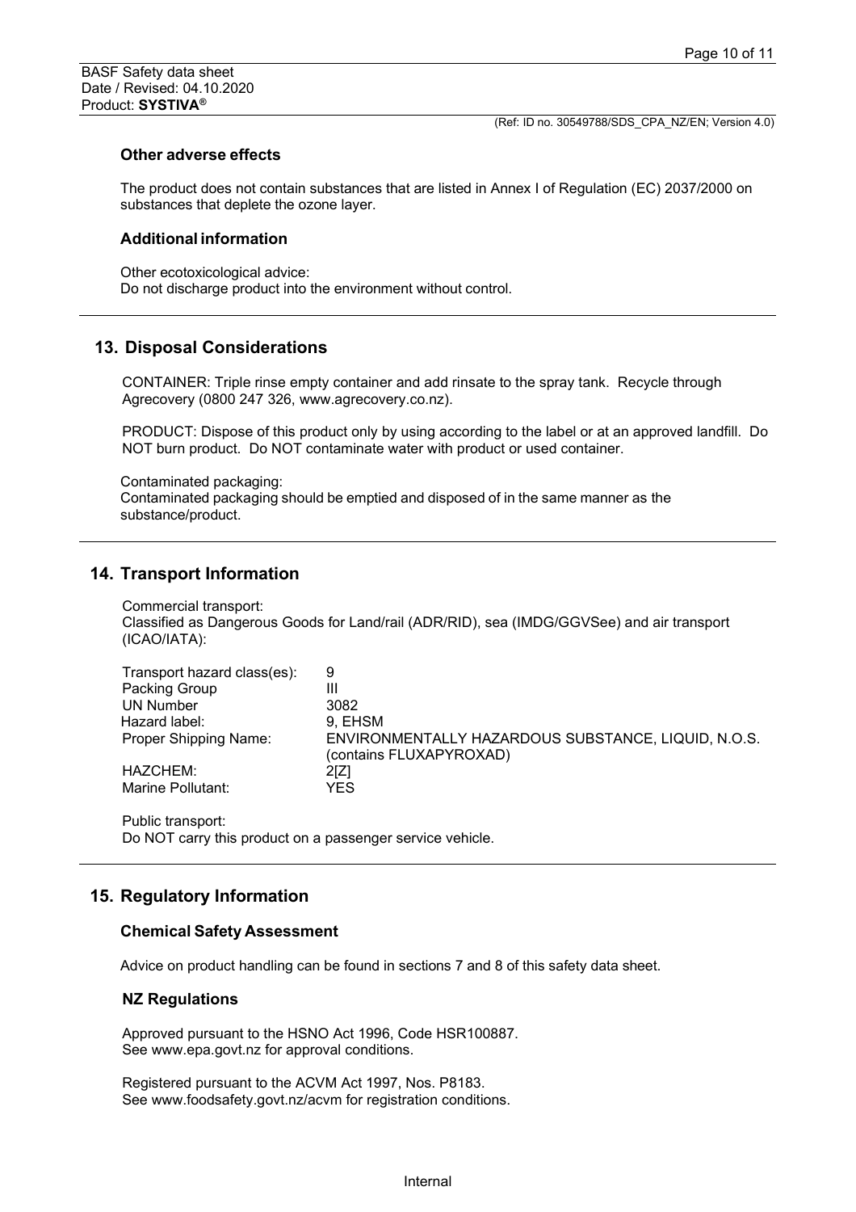### Other adverse effects

The product does not contain substances that are listed in Annex I of Regulation (EC) 2037/2000 on substances that deplete the ozone layer.

### Additional information

Other ecotoxicological advice:
Do not discharge product into the environment without control.

## 13. Disposal Considerations

CONTAINER: Triple rinse empty container and add rinsate to the spray tank. Recycle through Agrecovery (0800 247 326, www.agrecovery.co.nz).

PRODUCT: Dispose of this product only by using according to the label or at an approved landfill. Do NOT burn product. Do NOT contaminate water with product or used container.

Contaminated packaging:
Contaminated packaging should be emptied and disposed of in the same manner as the substance/product.

## 14. Transport Information

Commercial transport:
Classified as Dangerous Goods for Land/rail (ADR/RID), sea (IMDG/GGVSee) and air transport (ICAO/IATA):

| | |
|---|---|
| Transport hazard class(es): | 9 |
| Packing Group | III |
| UN Number | 3082 |
| Hazard label: | 9, EHSM |
| Proper Shipping Name: | ENVIRONMENTALLY HAZARDOUS SUBSTANCE, LIQUID, N.O.S. (contains FLUXAPYROXAD) |
| HAZCHEM: | 2[Z] |
| Marine Pollutant: | YES |

Public transport:
Do NOT carry this product on a passenger service vehicle.

## 15. Regulatory Information

### Chemical Safety Assessment

Advice on product handling can be found in sections 7 and 8 of this safety data sheet.

### NZ Regulations

Approved pursuant to the HSNO Act 1996, Code HSR100887.
See www.epa.govt.nz for approval conditions.

Registered pursuant to the ACVM Act 1997, Nos. P8183.
See www.foodsafety.govt.nz/acvm for registration conditions.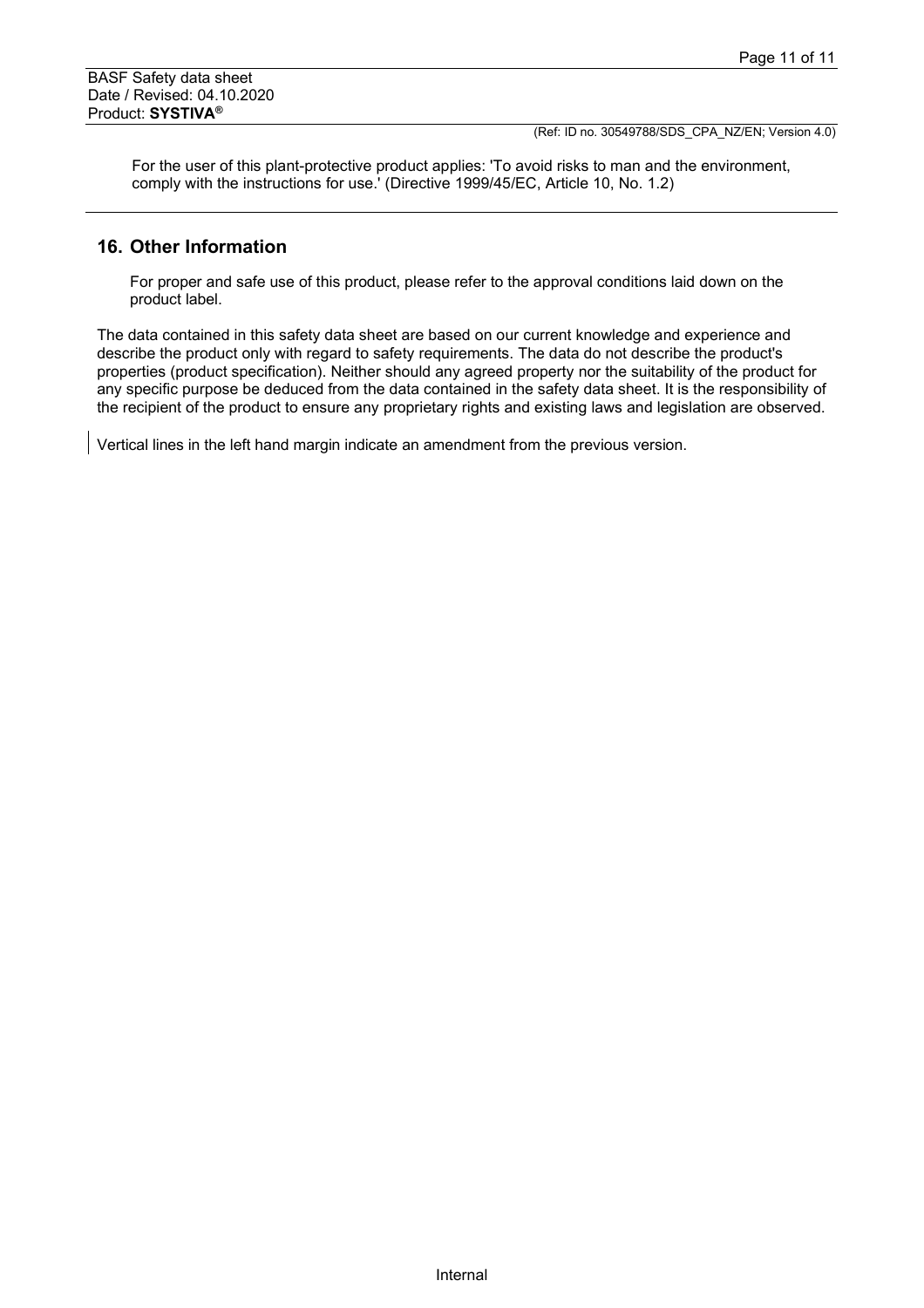For the user of this plant-protective product applies: 'To avoid risks to man and the environment, comply with the instructions for use.' (Directive 1999/45/EC, Article 10, No. 1.2)

## 16. Other Information

For proper and safe use of this product, please refer to the approval conditions laid down on the product label.

The data contained in this safety data sheet are based on our current knowledge and experience and describe the product only with regard to safety requirements. The data do not describe the product's properties (product specification). Neither should any agreed property nor the suitability of the product for any specific purpose be deduced from the data contained in the safety data sheet. It is the responsibility of the recipient of the product to ensure any proprietary rights and existing laws and legislation are observed.

Vertical lines in the left hand margin indicate an amendment from the previous version.